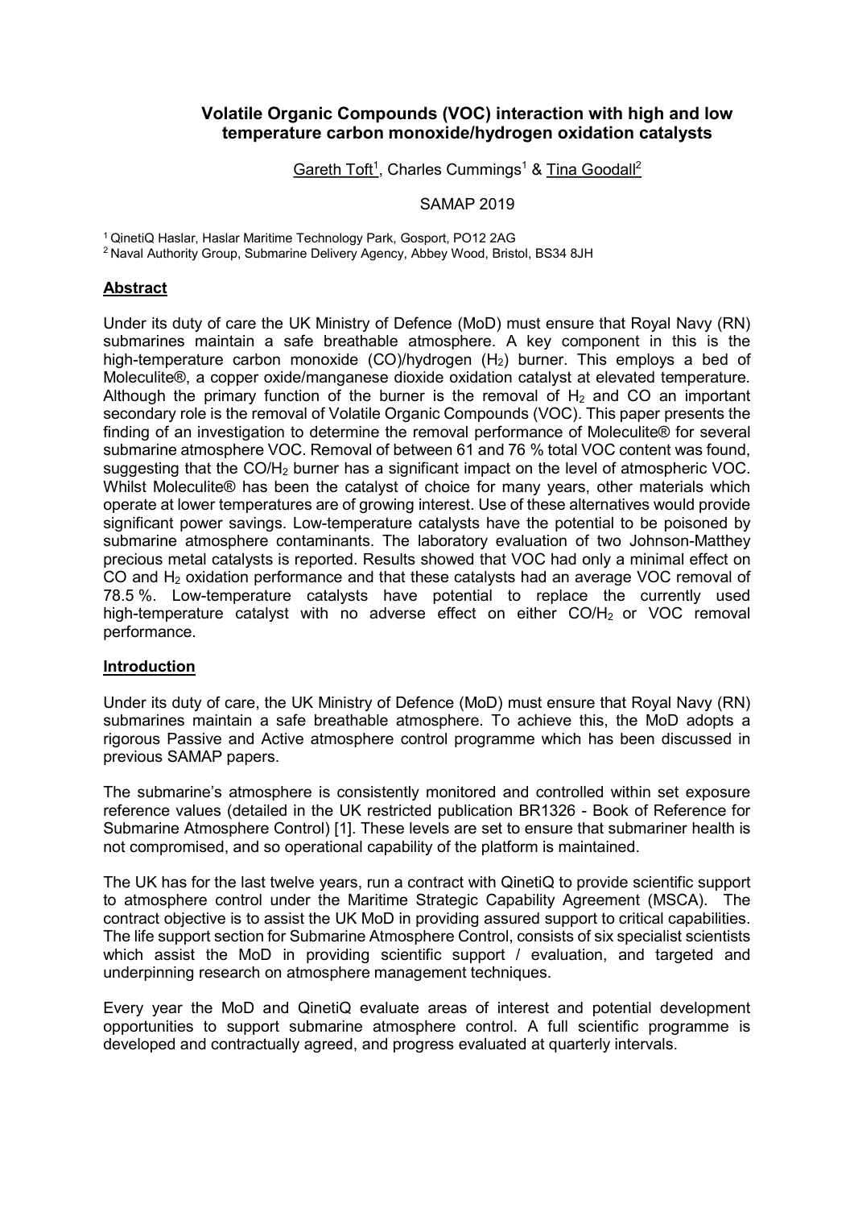# Volatile Organic Compounds (VOC) interaction with high and low temperature carbon monoxide/hydrogen oxidation catalysts

Gareth Toft[1], Charles Cummings[1] & Tina Goodall[2]

SAMAP 2019

[1] QinetiQ Haslar, Haslar Maritime Technology Park, Gosport, PO12 2AG
[2] Naval Authority Group, Submarine Delivery Agency, Abbey Wood, Bristol, BS34 8JH

## Abstract

Under its duty of care the UK Ministry of Defence (MoD) must ensure that Royal Navy (RN) submarines maintain a safe breathable atmosphere. A key component in this is the high-temperature carbon monoxide (CO)/hydrogen ($H_2$) burner. This employs a bed of Moleculite®, a copper oxide/manganese dioxide oxidation catalyst at elevated temperature. Although the primary function of the burner is the removal of $H_2$ and CO an important secondary role is the removal of Volatile Organic Compounds (VOC). This paper presents the finding of an investigation to determine the removal performance of Moleculite® for several submarine atmosphere VOC. Removal of between 61 and 76 % total VOC content was found, suggesting that the CO/$H_2$ burner has a significant impact on the level of atmospheric VOC. Whilst Moleculite® has been the catalyst of choice for many years, other materials which operate at lower temperatures are of growing interest. Use of these alternatives would provide significant power savings. Low-temperature catalysts have the potential to be poisoned by submarine atmosphere contaminants. The laboratory evaluation of two Johnson-Matthey precious metal catalysts is reported. Results showed that VOC had only a minimal effect on CO and $H_2$ oxidation performance and that these catalysts had an average VOC removal of 78.5 %. Low-temperature catalysts have potential to replace the currently used high-temperature catalyst with no adverse effect on either CO/$H_2$ or VOC removal performance.

## Introduction

Under its duty of care, the UK Ministry of Defence (MoD) must ensure that Royal Navy (RN) submarines maintain a safe breathable atmosphere. To achieve this, the MoD adopts a rigorous Passive and Active atmosphere control programme which has been discussed in previous SAMAP papers.

The submarine's atmosphere is consistently monitored and controlled within set exposure reference values (detailed in the UK restricted publication BR1326 - Book of Reference for Submarine Atmosphere Control) [1]. These levels are set to ensure that submariner health is not compromised, and so operational capability of the platform is maintained.

The UK has for the last twelve years, run a contract with QinetiQ to provide scientific support to atmosphere control under the Maritime Strategic Capability Agreement (MSCA). The contract objective is to assist the UK MoD in providing assured support to critical capabilities. The life support section for Submarine Atmosphere Control, consists of six specialist scientists which assist the MoD in providing scientific support / evaluation, and targeted and underpinning research on atmosphere management techniques.

Every year the MoD and QinetiQ evaluate areas of interest and potential development opportunities to support submarine atmosphere control. A full scientific programme is developed and contractually agreed, and progress evaluated at quarterly intervals.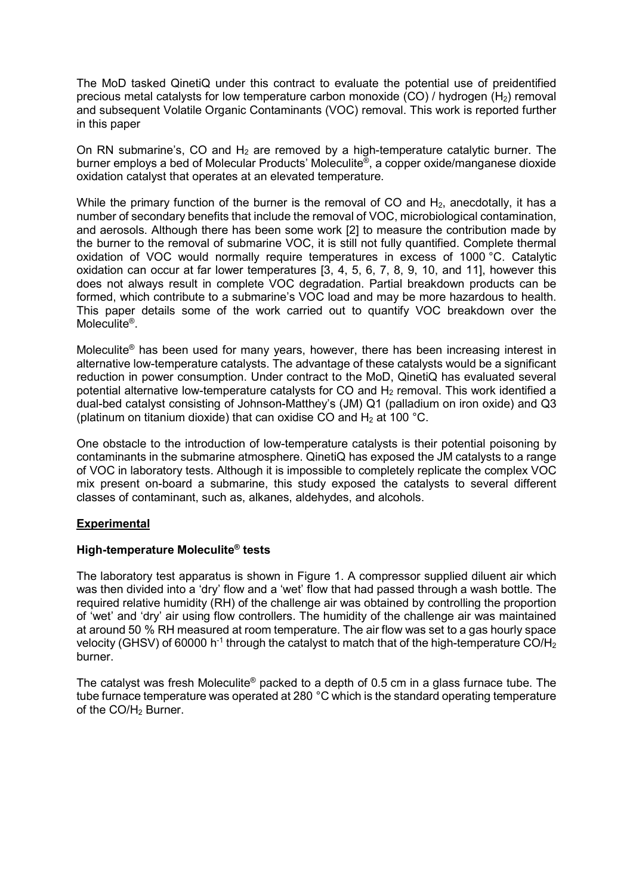The MoD tasked QinetiQ under this contract to evaluate the potential use of preidentified precious metal catalysts for low temperature carbon monoxide (CO) / hydrogen ($H_2$) removal and subsequent Volatile Organic Contaminants (VOC) removal. This work is reported further in this paper

On RN submarine's, CO and $H_2$ are removed by a high-temperature catalytic burner. The burner employs a bed of Molecular Products' Moleculite®, a copper oxide/manganese dioxide oxidation catalyst that operates at an elevated temperature.

While the primary function of the burner is the removal of CO and $H_2$, anecdotally, it has a number of secondary benefits that include the removal of VOC, microbiological contamination, and aerosols. Although there has been some work [2] to measure the contribution made by the burner to the removal of submarine VOC, it is still not fully quantified. Complete thermal oxidation of VOC would normally require temperatures in excess of 1000 °C. Catalytic oxidation can occur at far lower temperatures [3, 4, 5, 6, 7, 8, 9, 10, and 11], however this does not always result in complete VOC degradation. Partial breakdown products can be formed, which contribute to a submarine's VOC load and may be more hazardous to health. This paper details some of the work carried out to quantify VOC breakdown over the Moleculite®.

Moleculite® has been used for many years, however, there has been increasing interest in alternative low-temperature catalysts. The advantage of these catalysts would be a significant reduction in power consumption. Under contract to the MoD, QinetiQ has evaluated several potential alternative low-temperature catalysts for CO and $H_2$ removal. This work identified a dual-bed catalyst consisting of Johnson-Matthey's (JM) Q1 (palladium on iron oxide) and Q3 (platinum on titanium dioxide) that can oxidise CO and $H_2$ at 100 °C.

One obstacle to the introduction of low-temperature catalysts is their potential poisoning by contaminants in the submarine atmosphere. QinetiQ has exposed the JM catalysts to a range of VOC in laboratory tests. Although it is impossible to completely replicate the complex VOC mix present on-board a submarine, this study exposed the catalysts to several different classes of contaminant, such as, alkanes, aldehydes, and alcohols.

## Experimental

### High-temperature Moleculite® tests

The laboratory test apparatus is shown in Figure 1. A compressor supplied diluent air which was then divided into a 'dry' flow and a 'wet' flow that had passed through a wash bottle. The required relative humidity (RH) of the challenge air was obtained by controlling the proportion of 'wet' and 'dry' air using flow controllers. The humidity of the challenge air was maintained at around 50 % RH measured at room temperature. The air flow was set to a gas hourly space velocity (GHSV) of 60000 $h^{-1}$ through the catalyst to match that of the high-temperature CO/$H_2$ burner.

The catalyst was fresh Moleculite® packed to a depth of 0.5 cm in a glass furnace tube. The tube furnace temperature was operated at 280 °C which is the standard operating temperature of the CO/$H_2$ Burner.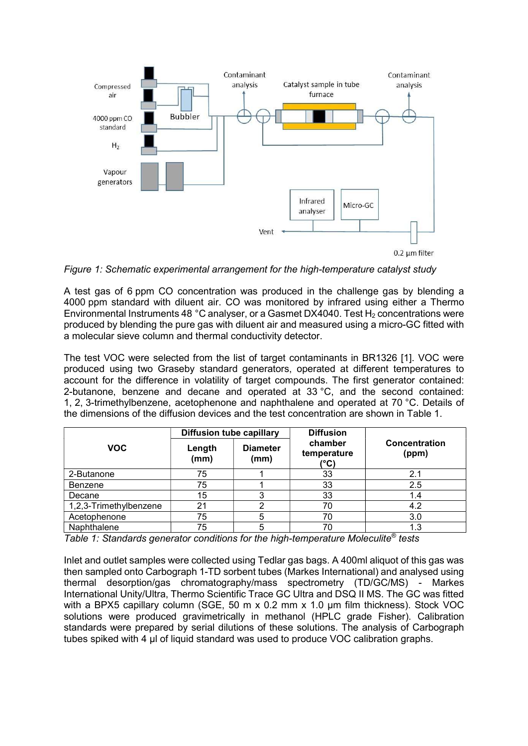*Figure 1: Schematic experimental arrangement for the high-temperature catalyst study*

A test gas of 6 ppm CO concentration was produced in the challenge gas by blending a 4000 ppm standard with diluent air. CO was monitored by infrared using either a Thermo Environmental Instruments 48 °C analyser, or a Gasmet DX4040. Test $H_2$ concentrations were produced by blending the pure gas with diluent air and measured using a micro-GC fitted with a molecular sieve column and thermal conductivity detector.

The test VOC were selected from the list of target contaminants in BR1326 [1]. VOC were produced using two Graseby standard generators, operated at different temperatures to account for the difference in volatility of target compounds. The first generator contained: 2-butanone, benzene and decane and operated at 33 °C, and the second contained: 1, 2, 3-trimethylbenzene, acetophenone and naphthalene and operated at 70 °C. Details of the dimensions of the diffusion devices and the test concentration are shown in Table 1.

| VOC | Diffusion tube capillary | | Diffusion chamber temperature (°C) | Concentration (ppm) |
|---|---|---|---|---|
| | Length (mm) | Diameter (mm) | | |
| 2-Butanone | 75 | 1 | 33 | 2.1 |
| Benzene | 75 | 1 | 33 | 2.5 |
| Decane | 15 | 3 | 33 | 1.4 |
| 1,2,3-Trimethylbenzene | 21 | 2 | 70 | 4.2 |
| Acetophenone | 75 | 5 | 70 | 3.0 |
| Naphthalene | 75 | 5 | 70 | 1.3 |

*Table 1: Standards generator conditions for the high-temperature Moleculite® tests*

Inlet and outlet samples were collected using Tedlar gas bags. A 400ml aliquot of this gas was then sampled onto Carbograph 1-TD sorbent tubes (Markes International) and analysed using thermal desorption/gas chromatography/mass spectrometry (TD/GC/MS) - Markes International Unity/Ultra, Thermo Scientific Trace GC Ultra and DSQ II MS. The GC was fitted with a BPX5 capillary column (SGE, 50 m x 0.2 mm x 1.0 µm film thickness). Stock VOC solutions were produced gravimetrically in methanol (HPLC grade Fisher). Calibration standards were prepared by serial dilutions of these solutions. The analysis of Carbograph tubes spiked with 4 µl of liquid standard was used to produce VOC calibration graphs.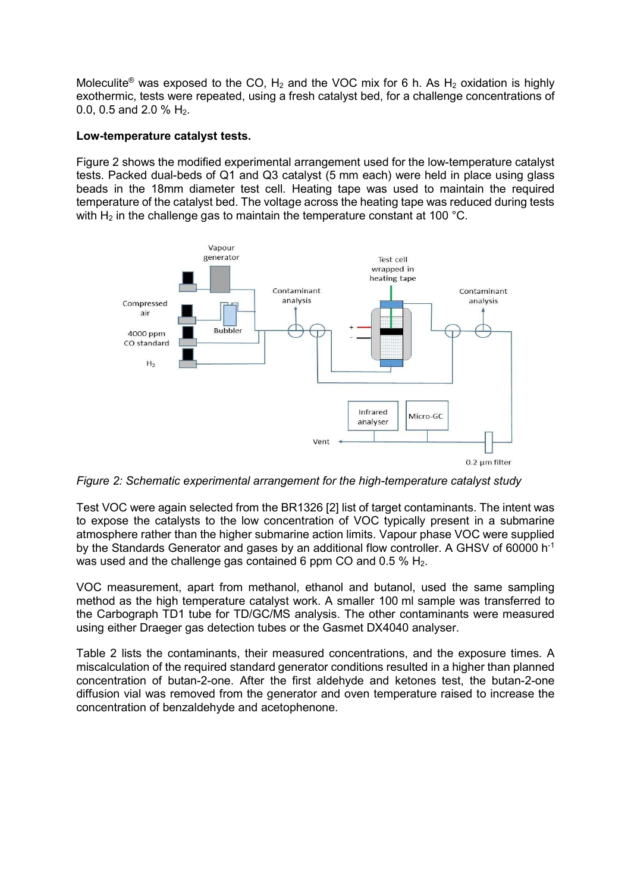Moleculite® was exposed to the CO, $H_2$ and the VOC mix for 6 h. As $H_2$ oxidation is highly exothermic, tests were repeated, using a fresh catalyst bed, for a challenge concentrations of 0.0, 0.5 and 2.0 % $H_2$.

**Low-temperature catalyst tests.**

Figure 2 shows the modified experimental arrangement used for the low-temperature catalyst tests. Packed dual-beds of Q1 and Q3 catalyst (5 mm each) were held in place using glass beads in the 18mm diameter test cell. Heating tape was used to maintain the required temperature of the catalyst bed. The voltage across the heating tape was reduced during tests with $H_2$ in the challenge gas to maintain the temperature constant at 100 °C.

*Figure 2: Schematic experimental arrangement for the high-temperature catalyst study*

Test VOC were again selected from the BR1326 [2] list of target contaminants. The intent was to expose the catalysts to the low concentration of VOC typically present in a submarine atmosphere rather than the higher submarine action limits. Vapour phase VOC were supplied by the Standards Generator and gases by an additional flow controller. A GHSV of 60000 $h^{-1}$ was used and the challenge gas contained 6 ppm CO and 0.5 % $H_2$.

VOC measurement, apart from methanol, ethanol and butanol, used the same sampling method as the high temperature catalyst work. A smaller 100 ml sample was transferred to the Carbograph TD1 tube for TD/GC/MS analysis. The other contaminants were measured using either Draeger gas detection tubes or the Gasmet DX4040 analyser.

Table 2 lists the contaminants, their measured concentrations, and the exposure times. A miscalculation of the required standard generator conditions resulted in a higher than planned concentration of butan-2-one. After the first aldehyde and ketones test, the butan-2-one diffusion vial was removed from the generator and oven temperature raised to increase the concentration of benzaldehyde and acetophenone.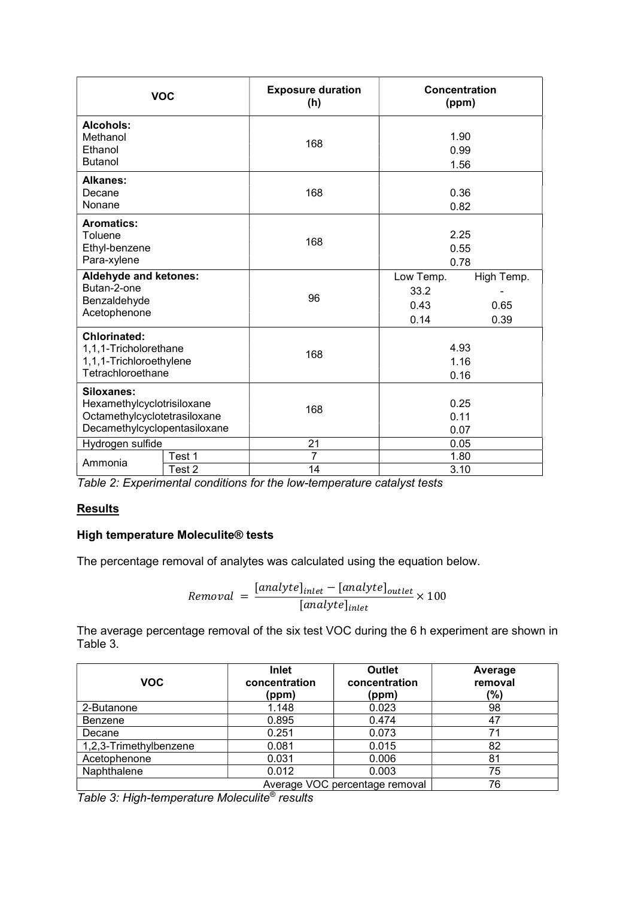| VOC | | Exposure duration (h) | Concentration (ppm) | |
|---|---|---|---|---|
| **Alcohols:** | | | | |
| Methanol | | 168 | 1.90 | |
| Ethanol | | | 0.99 | |
| Butanol | | | 1.56 | |
| **Alkanes:** | | | | |
| Decane | | 168 | 0.36 | |
| Nonane | | | 0.82 | |
| **Aromatics:** | | | | |
| Toluene | | 168 | 2.25 | |
| Ethyl-benzene | | | 0.55 | |
| Para-xylene | | | 0.78 | |
| **Aldehyde and ketones:** | | | Low Temp. | High Temp. |
| Butan-2-one | | 96 | 33.2 | - |
| Benzaldehyde | | | 0.43 | 0.65 |
| Acetophenone | | | 0.14 | 0.39 |
| **Chlorinated:** | | | | |
| 1,1,1-Tricholorethane | | 168 | 4.93 | |
| 1,1,1-Trichloroethylene | | | 1.16 | |
| Tetrachloroethane | | | 0.16 | |
| **Siloxanes:** | | | | |
| Hexamethylcyclotrisiloxane | | 168 | 0.25 | |
| Octamethylcyclotetrasiloxane | | | 0.11 | |
| Decamethylcyclopentasiloxane | | | 0.07 | |
| Hydrogen sulfide | | 21 | 0.05 | |
| Ammonia | Test 1 | 7 | 1.80 | |
| | Test 2 | 14 | 3.10 | |

*Table 2: Experimental conditions for the low-temperature catalyst tests*

## Results

### High temperature Moleculite® tests

The percentage removal of analytes was calculated using the equation below.

$$Removal = \frac{[analyte]_{inlet} - [analyte]_{outlet}}{[analyte]_{inlet}} \times 100$$

The average percentage removal of the six test VOC during the 6 h experiment are shown in Table 3.

| VOC | Inlet concentration (ppm) | Outlet concentration (ppm) | Average removal (%) |
|---|---|---|---|
| 2-Butanone | 1.148 | 0.023 | 98 |
| Benzene | 0.895 | 0.474 | 47 |
| Decane | 0.251 | 0.073 | 71 |
| 1,2,3-Trimethylbenzene | 0.081 | 0.015 | 82 |
| Acetophenone | 0.031 | 0.006 | 81 |
| Naphthalene | 0.012 | 0.003 | 75 |
| | | Average VOC percentage removal | 76 |

*Table 3: High-temperature Moleculite® results*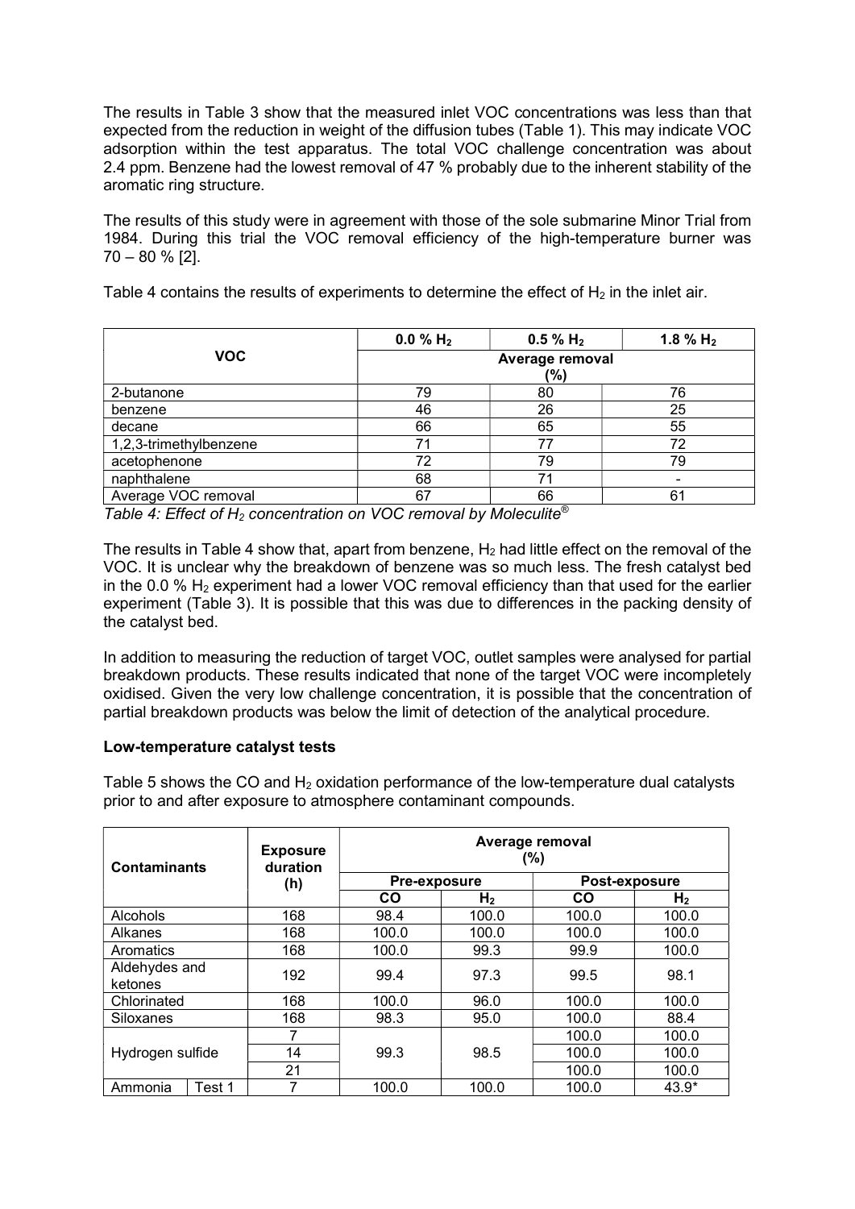The results in Table 3 show that the measured inlet VOC concentrations was less than that expected from the reduction in weight of the diffusion tubes (Table 1). This may indicate VOC adsorption within the test apparatus. The total VOC challenge concentration was about 2.4 ppm. Benzene had the lowest removal of 47 % probably due to the inherent stability of the aromatic ring structure.

The results of this study were in agreement with those of the sole submarine Minor Trial from 1984. During this trial the VOC removal efficiency of the high-temperature burner was 70 – 80 % [2].

Table 4 contains the results of experiments to determine the effect of $H_2$ in the inlet air.

| VOC | 0.0 % $H_2$ | 0.5 % $H_2$ | 1.8 % $H_2$ |
|---|---|---|---|
| | Average removal (%) | | |
| 2-butanone | 79 | 80 | 76 |
| benzene | 46 | 26 | 25 |
| decane | 66 | 65 | 55 |
| 1,2,3-trimethylbenzene | 71 | 77 | 72 |
| acetophenone | 72 | 79 | 79 |
| naphthalene | 68 | 71 | - |
| Average VOC removal | 67 | 66 | 61 |

*Table 4: Effect of $H_2$ concentration on VOC removal by Moleculite®*

The results in Table 4 show that, apart from benzene, $H_2$ had little effect on the removal of the VOC. It is unclear why the breakdown of benzene was so much less. The fresh catalyst bed in the 0.0 % $H_2$ experiment had a lower VOC removal efficiency than that used for the earlier experiment (Table 3). It is possible that this was due to differences in the packing density of the catalyst bed.

In addition to measuring the reduction of target VOC, outlet samples were analysed for partial breakdown products. These results indicated that none of the target VOC were incompletely oxidised. Given the very low challenge concentration, it is possible that the concentration of partial breakdown products was below the limit of detection of the analytical procedure.

**Low-temperature catalyst tests**

Table 5 shows the CO and $H_2$ oxidation performance of the low-temperature dual catalysts prior to and after exposure to atmosphere contaminant compounds.

| Contaminants | | Exposure duration (h) | Average removal (%) | | | |
|---|---|---|---|---|---|---|
| | | | Pre-exposure | | Post-exposure | |
| | | | CO | $H_2$ | CO | $H_2$ |
| Alcohols | | 168 | 98.4 | 100.0 | 100.0 | 100.0 |
| Alkanes | | 168 | 100.0 | 100.0 | 100.0 | 100.0 |
| Aromatics | | 168 | 100.0 | 99.3 | 99.9 | 100.0 |
| Aldehydes and ketones | | 192 | 99.4 | 97.3 | 99.5 | 98.1 |
| Chlorinated | | 168 | 100.0 | 96.0 | 100.0 | 100.0 |
| Siloxanes | | 168 | 98.3 | 95.0 | 100.0 | 88.4 |
| Hydrogen sulfide | | 7 | 99.3 | 98.5 | 100.0 | 100.0 |
| | | 14 | | | 100.0 | 100.0 |
| | | 21 | | | 100.0 | 100.0 |
| Ammonia | Test 1 | 7 | 100.0 | 100.0 | 100.0 | 43.9* |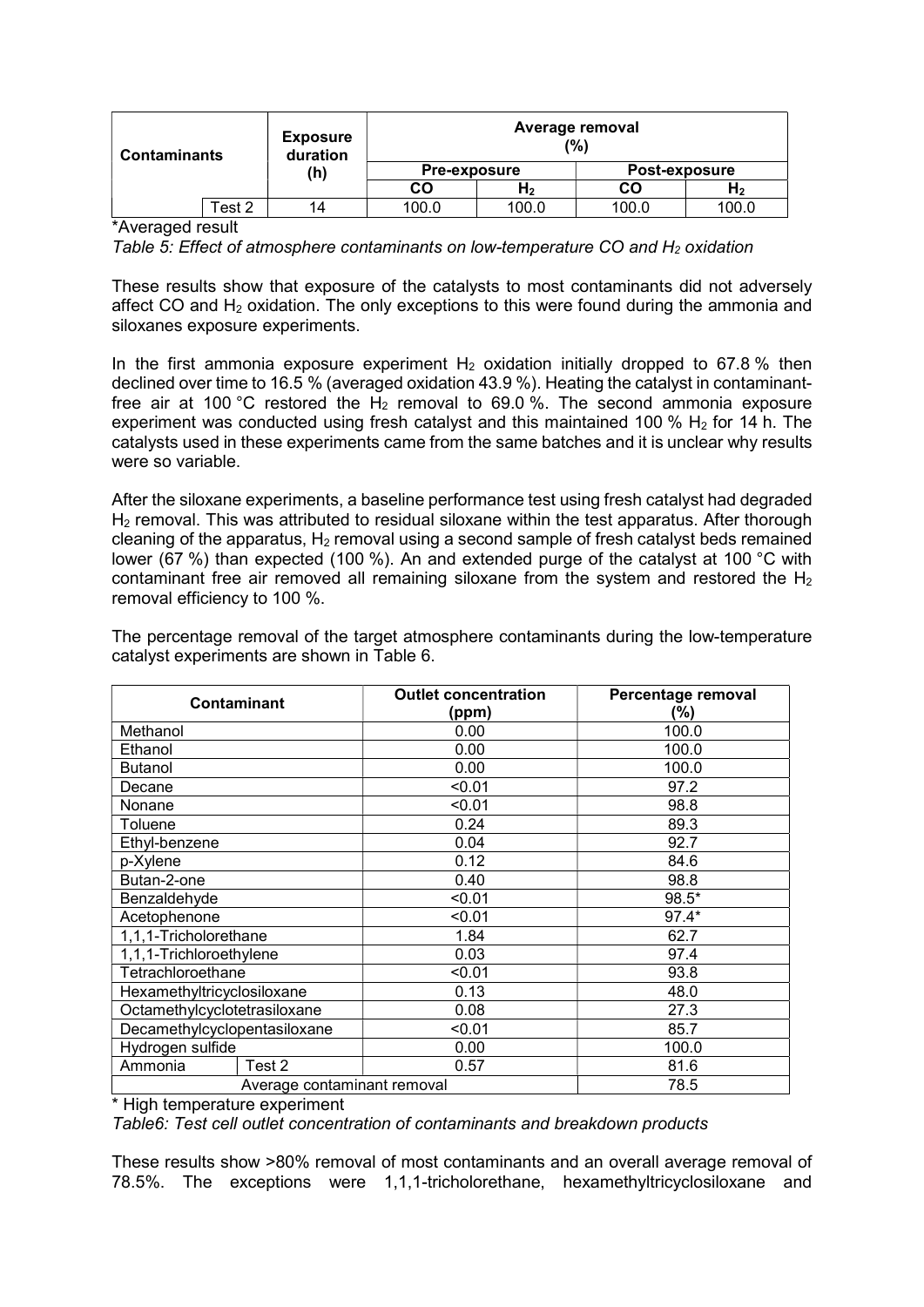| Contaminants | | Exposure duration (h) | Average removal (%) | | | |
|---|---|---|---|---|---|---|
| | | | Pre-exposure | | Post-exposure | |
| | | | CO | $H_2$ | CO | $H_2$ |
| | Test 2 | 14 | 100.0 | 100.0 | 100.0 | 100.0 |

*Averaged result

*Table 5: Effect of atmosphere contaminants on low-temperature CO and $H_2$ oxidation*

These results show that exposure of the catalysts to most contaminants did not adversely affect CO and $H_2$ oxidation. The only exceptions to this were found during the ammonia and siloxanes exposure experiments.

In the first ammonia exposure experiment $H_2$ oxidation initially dropped to 67.8 % then declined over time to 16.5 % (averaged oxidation 43.9 %). Heating the catalyst in contaminant-free air at 100 °C restored the $H_2$ removal to 69.0 %. The second ammonia exposure experiment was conducted using fresh catalyst and this maintained 100 % $H_2$ for 14 h. The catalysts used in these experiments came from the same batches and it is unclear why results were so variable.

After the siloxane experiments, a baseline performance test using fresh catalyst had degraded $H_2$ removal. This was attributed to residual siloxane within the test apparatus. After thorough cleaning of the apparatus, $H_2$ removal using a second sample of fresh catalyst beds remained lower (67 %) than expected (100 %). An and extended purge of the catalyst at 100 °C with contaminant free air removed all remaining siloxane from the system and restored the $H_2$ removal efficiency to 100 %.

The percentage removal of the target atmosphere contaminants during the low-temperature catalyst experiments are shown in Table 6.

| Contaminant | | Outlet concentration (ppm) | Percentage removal (%) |
|---|---|---|---|
| Methanol | | 0.00 | 100.0 |
| Ethanol | | 0.00 | 100.0 |
| Butanol | | 0.00 | 100.0 |
| Decane | | <0.01 | 97.2 |
| Nonane | | <0.01 | 98.8 |
| Toluene | | 0.24 | 89.3 |
| Ethyl-benzene | | 0.04 | 92.7 |
| p-Xylene | | 0.12 | 84.6 |
| Butan-2-one | | 0.40 | 98.8 |
| Benzaldehyde | | <0.01 | 98.5* |
| Acetophenone | | <0.01 | 97.4* |
| 1,1,1-Tricholorethane | | 1.84 | 62.7 |
| 1,1,1-Trichloroethylene | | 0.03 | 97.4 |
| Tetrachloroethane | | <0.01 | 93.8 |
| Hexamethyltricyclosiloxane | | 0.13 | 48.0 |
| Octamethylcyclotetrasiloxane | | 0.08 | 27.3 |
| Decamethylcyclopentasiloxane | | <0.01 | 85.7 |
| Hydrogen sulfide | | 0.00 | 100.0 |
| Ammonia | Test 2 | 0.57 | 81.6 |
| Average contaminant removal | | | 78.5 |

\* High temperature experiment

*Table6: Test cell outlet concentration of contaminants and breakdown products*

These results show >80% removal of most contaminants and an overall average removal of 78.5%. The exceptions were 1,1,1-tricholorethane, hexamethyltricyclosiloxane and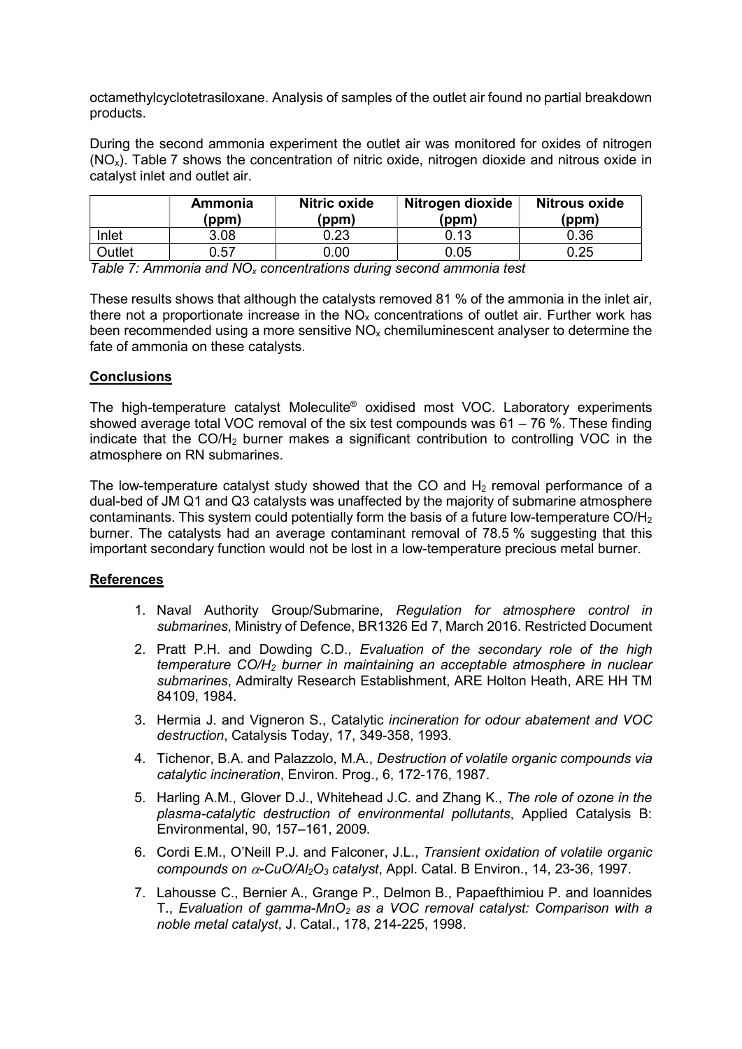octamethylcyclotetrasiloxane. Analysis of samples of the outlet air found no partial breakdown products.

During the second ammonia experiment the outlet air was monitored for oxides of nitrogen ($NO_x$). Table 7 shows the concentration of nitric oxide, nitrogen dioxide and nitrous oxide in catalyst inlet and outlet air.

| | Ammonia (ppm) | Nitric oxide (ppm) | Nitrogen dioxide (ppm) | Nitrous oxide (ppm) |
|---|---|---|---|---|
| Inlet | 3.08 | 0.23 | 0.13 | 0.36 |
| Outlet | 0.57 | 0.00 | 0.05 | 0.25 |

*Table 7: Ammonia and $NO_x$ concentrations during second ammonia test*

These results shows that although the catalysts removed 81 % of the ammonia in the inlet air, there not a proportionate increase in the $NO_x$ concentrations of outlet air. Further work has been recommended using a more sensitive $NO_x$ chemiluminescent analyser to determine the fate of ammonia on these catalysts.

## Conclusions

The high-temperature catalyst Moleculite® oxidised most VOC. Laboratory experiments showed average total VOC removal of the six test compounds was 61 – 76 %. These finding indicate that the $CO/H_2$ burner makes a significant contribution to controlling VOC in the atmosphere on RN submarines.

The low-temperature catalyst study showed that the CO and $H_2$ removal performance of a dual-bed of JM Q1 and Q3 catalysts was unaffected by the majority of submarine atmosphere contaminants. This system could potentially form the basis of a future low-temperature $CO/H_2$ burner. The catalysts had an average contaminant removal of 78.5 % suggesting that this important secondary function would not be lost in a low-temperature precious metal burner.

## References

1. Naval Authority Group/Submarine, *Regulation for atmosphere control in submarines*, Ministry of Defence, BR1326 Ed 7, March 2016. Restricted Document
2. Pratt P.H. and Dowding C.D., *Evaluation of the secondary role of the high temperature $CO/H_2$ burner in maintaining an acceptable atmosphere in nuclear submarines*, Admiralty Research Establishment, ARE Holton Heath, ARE HH TM 84109, 1984.
3. Hermia J. and Vigneron S., Catalytic *incineration for odour abatement and VOC destruction*, Catalysis Today, 17, 349-358, 1993.
4. Tichenor, B.A. and Palazzolo, M.A., *Destruction of volatile organic compounds via catalytic incineration*, Environ. Prog., 6, 172-176, 1987.
5. Harling A.M., Glover D.J., Whitehead J.C. and Zhang K., *The role of ozone in the plasma-catalytic destruction of environmental pollutants*, Applied Catalysis B: Environmental, 90, 157–161, 2009.
6. Cordi E.M., O'Neill P.J. and Falconer, J.L., *Transient oxidation of volatile organic compounds on $\alpha$-$CuO/Al_2O_3$ catalyst*, Appl. Catal. B Environ., 14, 23-36, 1997.
7. Lahousse C., Bernier A., Grange P., Delmon B., Papaefthimiou P. and Ioannides T., *Evaluation of gamma-$MnO_2$ as a VOC removal catalyst: Comparison with a noble metal catalyst*, J. Catal., 178, 214-225, 1998.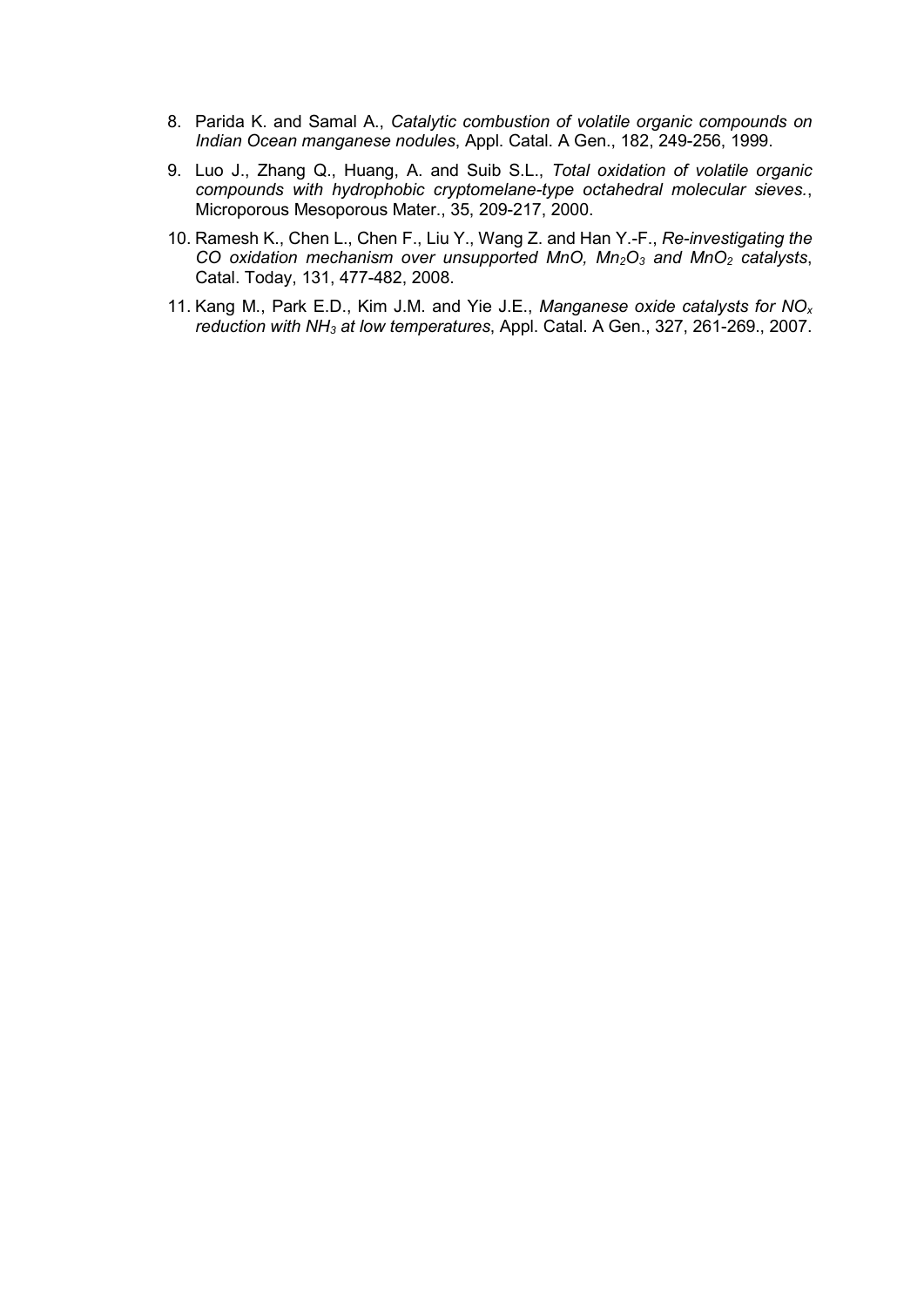8. Parida K. and Samal A., *Catalytic combustion of volatile organic compounds on Indian Ocean manganese nodules*, Appl. Catal. A Gen., 182, 249-256, 1999.
9. Luo J., Zhang Q., Huang, A. and Suib S.L., *Total oxidation of volatile organic compounds with hydrophobic cryptomelane-type octahedral molecular sieves.*, Microporous Mesoporous Mater., 35, 209-217, 2000.
10. Ramesh K., Chen L., Chen F., Liu Y., Wang Z. and Han Y.-F., *Re-investigating the CO oxidation mechanism over unsupported MnO, $Mn_2O_3$ and $MnO_2$ catalysts*, Catal. Today, 131, 477-482, 2008.
11. Kang M., Park E.D., Kim J.M. and Yie J.E., *Manganese oxide catalysts for $NO_x$ reduction with $NH_3$ at low temperatures*, Appl. Catal. A Gen., 327, 261-269., 2007.